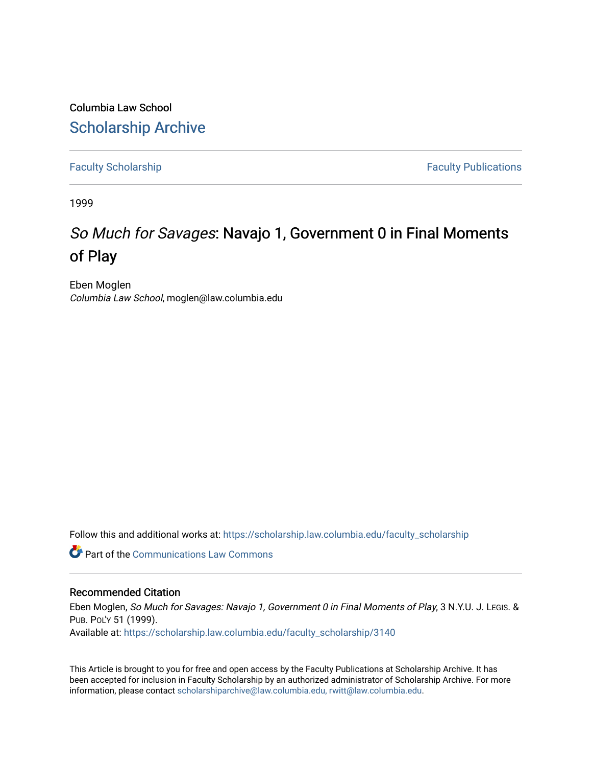Columbia Law School

# Scholarship Archive

Faculty Scholarship | Faculty Publications

1999

## *So Much for Savages*: Navajo 1, Government 0 in Final Moments of Play

Eben Moglen
*Columbia Law School*, moglen@law.columbia.edu

Follow this and additional works at: https://scholarship.law.columbia.edu/faculty_scholarship

Part of the Communications Law Commons

### Recommended Citation

Eben Moglen, *So Much for Savages: Navajo 1, Government 0 in Final Moments of Play*, 3 N.Y.U. J. Legis. & Pub. Pol'y 51 (1999).
Available at: https://scholarship.law.columbia.edu/faculty_scholarship/3140

This Article is brought to you for free and open access by the Faculty Publications at Scholarship Archive. It has been accepted for inclusion in Faculty Scholarship by an authorized administrator of Scholarship Archive. For more information, please contact scholarshiparchive@law.columbia.edu, rwitt@law.columbia.edu.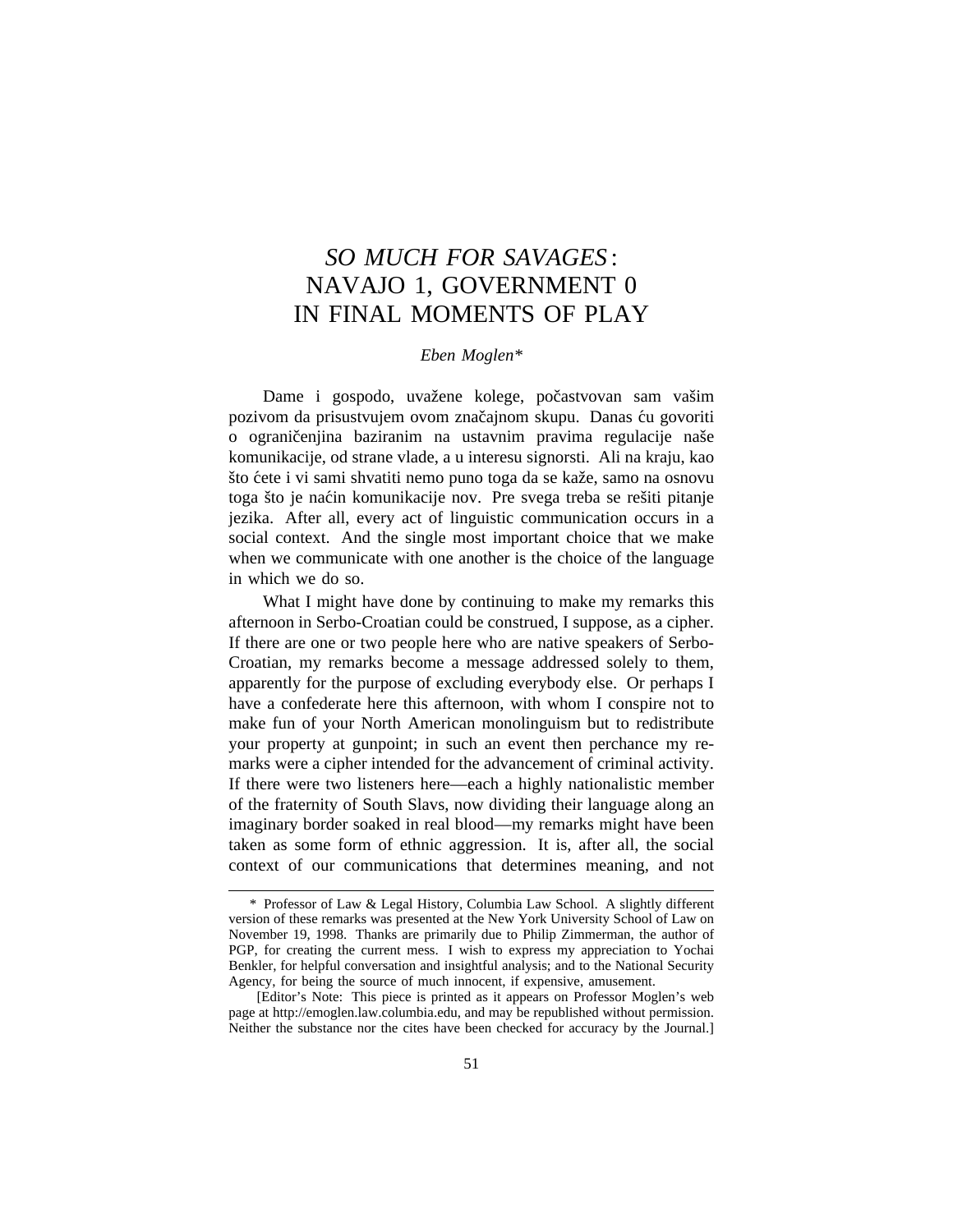# *SO MUCH FOR SAVAGES*: NAVAJO 1, GOVERNMENT 0 IN FINAL MOMENTS OF PLAY

*Eben Moglen**

Dame i gospodo, uvažene kolege, počastvovan sam vašim pozivom da prisustvujem ovom značajnom skupu. Danas ću govoriti o ograničenjina baziranim na ustavnim pravima regulacije naše komunikacije, od strane vlade, a u interesu signorsti. Ali na kraju, kao što ćete i vi sami shvatiti nemo puno toga da se kaže, samo na osnovu toga što je naćin komunikacije nov. Pre svega treba se rešiti pitanje jezika. After all, every act of linguistic communication occurs in a social context. And the single most important choice that we make when we communicate with one another is the choice of the language in which we do so.

What I might have done by continuing to make my remarks this afternoon in Serbo-Croatian could be construed, I suppose, as a cipher. If there are one or two people here who are native speakers of Serbo-Croatian, my remarks become a message addressed solely to them, apparently for the purpose of excluding everybody else. Or perhaps I have a confederate here this afternoon, with whom I conspire not to make fun of your North American monolinguism but to redistribute your property at gunpoint; in such an event then perchance my remarks were a cipher intended for the advancement of criminal activity. If there were two listeners here—each a highly nationalistic member of the fraternity of South Slavs, now dividing their language along an imaginary border soaked in real blood—my remarks might have been taken as some form of ethnic aggression. It is, after all, the social context of our communications that determines meaning, and not

---

\* Professor of Law & Legal History, Columbia Law School. A slightly different version of these remarks was presented at the New York University School of Law on November 19, 1998. Thanks are primarily due to Philip Zimmerman, the author of PGP, for creating the current mess. I wish to express my appreciation to Yochai Benkler, for helpful conversation and insightful analysis; and to the National Security Agency, for being the source of much innocent, if expensive, amusement.

[Editor's Note: This piece is printed as it appears on Professor Moglen's web page at http://emoglen.law.columbia.edu, and may be republished without permission. Neither the substance nor the cites have been checked for accuracy by the Journal.]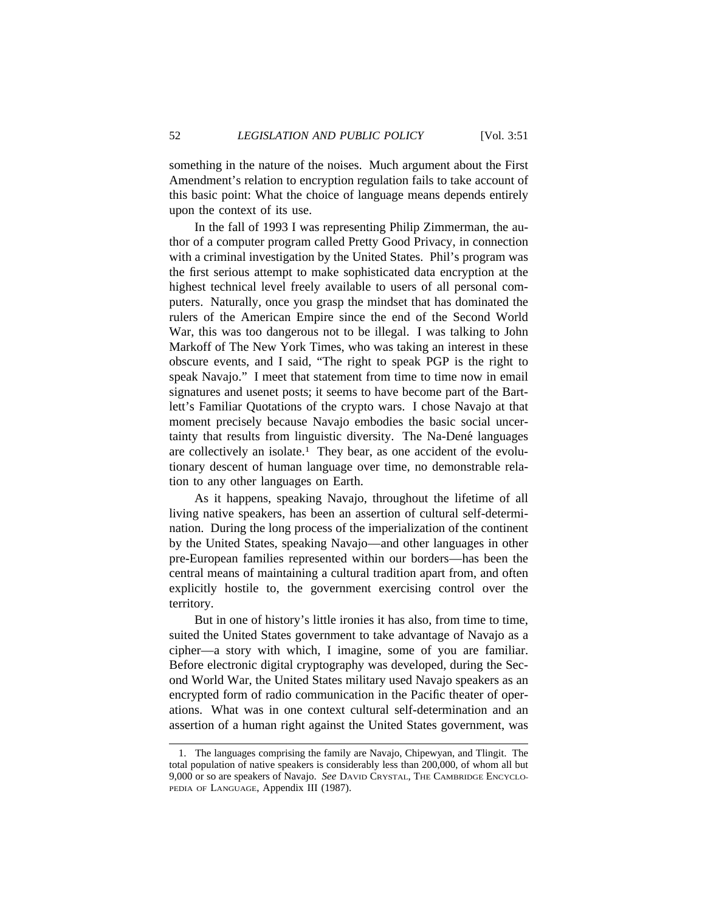something in the nature of the noises. Much argument about the First Amendment's relation to encryption regulation fails to take account of this basic point: What the choice of language means depends entirely upon the context of its use.

In the fall of 1993 I was representing Philip Zimmerman, the author of a computer program called Pretty Good Privacy, in connection with a criminal investigation by the United States. Phil's program was the first serious attempt to make sophisticated data encryption at the highest technical level freely available to users of all personal computers. Naturally, once you grasp the mindset that has dominated the rulers of the American Empire since the end of the Second World War, this was too dangerous not to be illegal. I was talking to John Markoff of The New York Times, who was taking an interest in these obscure events, and I said, "The right to speak PGP is the right to speak Navajo." I meet that statement from time to time now in email signatures and usenet posts; it seems to have become part of the Bartlett's Familiar Quotations of the crypto wars. I chose Navajo at that moment precisely because Navajo embodies the basic social uncertainty that results from linguistic diversity. The Na-Dené languages are collectively an isolate.[1] They bear, as one accident of the evolutionary descent of human language over time, no demonstrable relation to any other languages on Earth.

As it happens, speaking Navajo, throughout the lifetime of all living native speakers, has been an assertion of cultural self-determination. During the long process of the imperialization of the continent by the United States, speaking Navajo—and other languages in other pre-European families represented within our borders—has been the central means of maintaining a cultural tradition apart from, and often explicitly hostile to, the government exercising control over the territory.

But in one of history's little ironies it has also, from time to time, suited the United States government to take advantage of Navajo as a cipher—a story with which, I imagine, some of you are familiar. Before electronic digital cryptography was developed, during the Second World War, the United States military used Navajo speakers as an encrypted form of radio communication in the Pacific theater of operations. What was in one context cultural self-determination and an assertion of a human right against the United States government, was

---

1. The languages comprising the family are Navajo, Chipewyan, and Tlingit. The total population of native speakers is considerably less than 200,000, of whom all but 9,000 or so are speakers of Navajo. *See* DAVID CRYSTAL, THE CAMBRIDGE ENCYCLOPEDIA OF LANGUAGE, Appendix III (1987).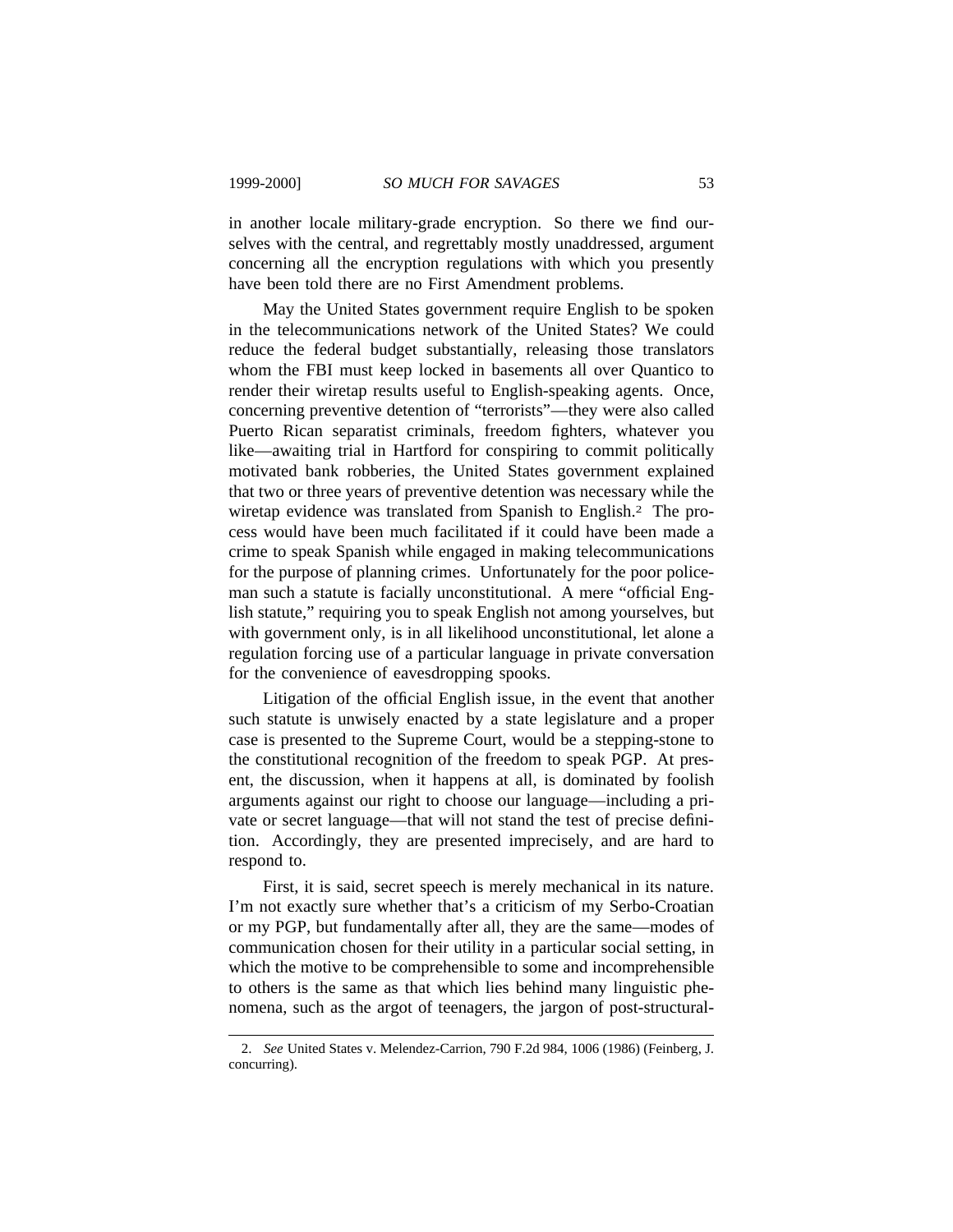in another locale military-grade encryption. So there we find ourselves with the central, and regrettably mostly unaddressed, argument concerning all the encryption regulations with which you presently have been told there are no First Amendment problems.

May the United States government require English to be spoken in the telecommunications network of the United States? We could reduce the federal budget substantially, releasing those translators whom the FBI must keep locked in basements all over Quantico to render their wiretap results useful to English-speaking agents. Once, concerning preventive detention of "terrorists"—they were also called Puerto Rican separatist criminals, freedom fighters, whatever you like—awaiting trial in Hartford for conspiring to commit politically motivated bank robberies, the United States government explained that two or three years of preventive detention was necessary while the wiretap evidence was translated from Spanish to English.[2] The process would have been much facilitated if it could have been made a crime to speak Spanish while engaged in making telecommunications for the purpose of planning crimes. Unfortunately for the poor policeman such a statute is facially unconstitutional. A mere "official English statute," requiring you to speak English not among yourselves, but with government only, is in all likelihood unconstitutional, let alone a regulation forcing use of a particular language in private conversation for the convenience of eavesdropping spooks.

Litigation of the official English issue, in the event that another such statute is unwisely enacted by a state legislature and a proper case is presented to the Supreme Court, would be a stepping-stone to the constitutional recognition of the freedom to speak PGP. At present, the discussion, when it happens at all, is dominated by foolish arguments against our right to choose our language—including a private or secret language—that will not stand the test of precise definition. Accordingly, they are presented imprecisely, and are hard to respond to.

First, it is said, secret speech is merely mechanical in its nature. I'm not exactly sure whether that's a criticism of my Serbo-Croatian or my PGP, but fundamentally after all, they are the same—modes of communication chosen for their utility in a particular social setting, in which the motive to be comprehensible to some and incomprehensible to others is the same as that which lies behind many linguistic phenomena, such as the argot of teenagers, the jargon of post-structural-

---

2. *See* United States v. Melendez-Carrion, 790 F.2d 984, 1006 (1986) (Feinberg, J. concurring).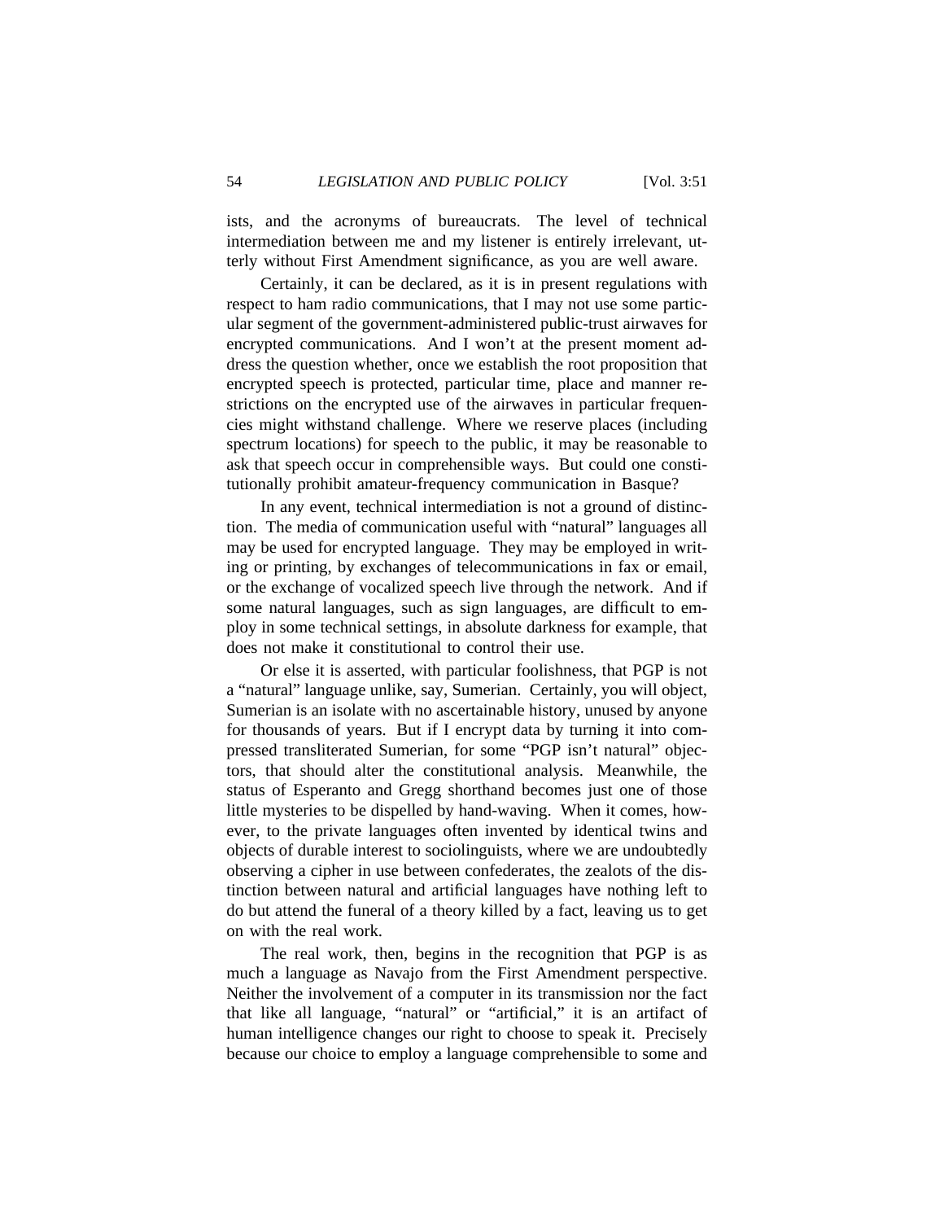ists, and the acronyms of bureaucrats. The level of technical intermediation between me and my listener is entirely irrelevant, utterly without First Amendment significance, as you are well aware.

Certainly, it can be declared, as it is in present regulations with respect to ham radio communications, that I may not use some particular segment of the government-administered public-trust airwaves for encrypted communications. And I won't at the present moment address the question whether, once we establish the root proposition that encrypted speech is protected, particular time, place and manner restrictions on the encrypted use of the airwaves in particular frequencies might withstand challenge. Where we reserve places (including spectrum locations) for speech to the public, it may be reasonable to ask that speech occur in comprehensible ways. But could one constitutionally prohibit amateur-frequency communication in Basque?

In any event, technical intermediation is not a ground of distinction. The media of communication useful with "natural" languages all may be used for encrypted language. They may be employed in writing or printing, by exchanges of telecommunications in fax or email, or the exchange of vocalized speech live through the network. And if some natural languages, such as sign languages, are difficult to employ in some technical settings, in absolute darkness for example, that does not make it constitutional to control their use.

Or else it is asserted, with particular foolishness, that PGP is not a "natural" language unlike, say, Sumerian. Certainly, you will object, Sumerian is an isolate with no ascertainable history, unused by anyone for thousands of years. But if I encrypt data by turning it into compressed transliterated Sumerian, for some "PGP isn't natural" objectors, that should alter the constitutional analysis. Meanwhile, the status of Esperanto and Gregg shorthand becomes just one of those little mysteries to be dispelled by hand-waving. When it comes, however, to the private languages often invented by identical twins and objects of durable interest to sociolinguists, where we are undoubtedly observing a cipher in use between confederates, the zealots of the distinction between natural and artificial languages have nothing left to do but attend the funeral of a theory killed by a fact, leaving us to get on with the real work.

The real work, then, begins in the recognition that PGP is as much a language as Navajo from the First Amendment perspective. Neither the involvement of a computer in its transmission nor the fact that like all language, "natural" or "artificial," it is an artifact of human intelligence changes our right to choose to speak it. Precisely because our choice to employ a language comprehensible to some and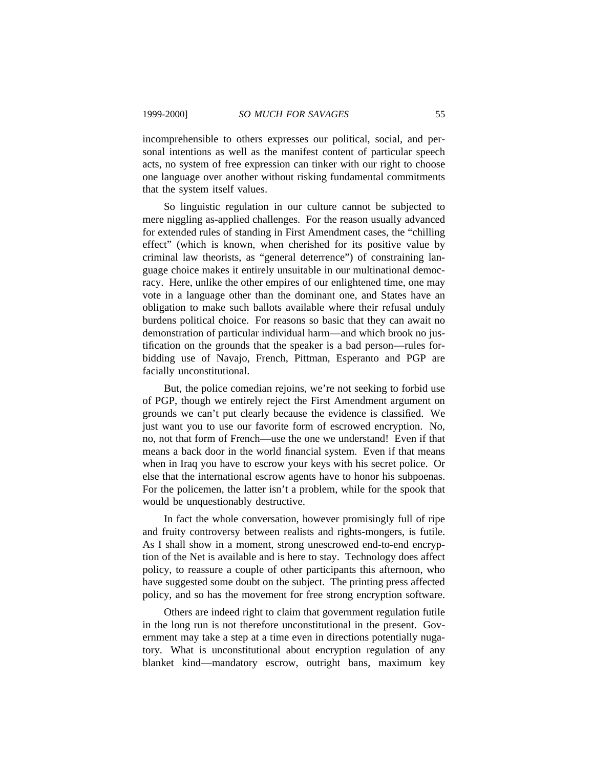incomprehensible to others expresses our political, social, and personal intentions as well as the manifest content of particular speech acts, no system of free expression can tinker with our right to choose one language over another without risking fundamental commitments that the system itself values.

So linguistic regulation in our culture cannot be subjected to mere niggling as-applied challenges. For the reason usually advanced for extended rules of standing in First Amendment cases, the "chilling effect" (which is known, when cherished for its positive value by criminal law theorists, as "general deterrence") of constraining language choice makes it entirely unsuitable in our multinational democracy. Here, unlike the other empires of our enlightened time, one may vote in a language other than the dominant one, and States have an obligation to make such ballots available where their refusal unduly burdens political choice. For reasons so basic that they can await no demonstration of particular individual harm—and which brook no justification on the grounds that the speaker is a bad person—rules forbidding use of Navajo, French, Pittman, Esperanto and PGP are facially unconstitutional.

But, the police comedian rejoins, we're not seeking to forbid use of PGP, though we entirely reject the First Amendment argument on grounds we can't put clearly because the evidence is classified. We just want you to use our favorite form of escrowed encryption. No, no, not that form of French—use the one we understand! Even if that means a back door in the world financial system. Even if that means when in Iraq you have to escrow your keys with his secret police. Or else that the international escrow agents have to honor his subpoenas. For the policemen, the latter isn't a problem, while for the spook that would be unquestionably destructive.

In fact the whole conversation, however promisingly full of ripe and fruity controversy between realists and rights-mongers, is futile. As I shall show in a moment, strong unescrowed end-to-end encryption of the Net is available and is here to stay. Technology does affect policy, to reassure a couple of other participants this afternoon, who have suggested some doubt on the subject. The printing press affected policy, and so has the movement for free strong encryption software.

Others are indeed right to claim that government regulation futile in the long run is not therefore unconstitutional in the present. Government may take a step at a time even in directions potentially nugatory. What is unconstitutional about encryption regulation of any blanket kind—mandatory escrow, outright bans, maximum key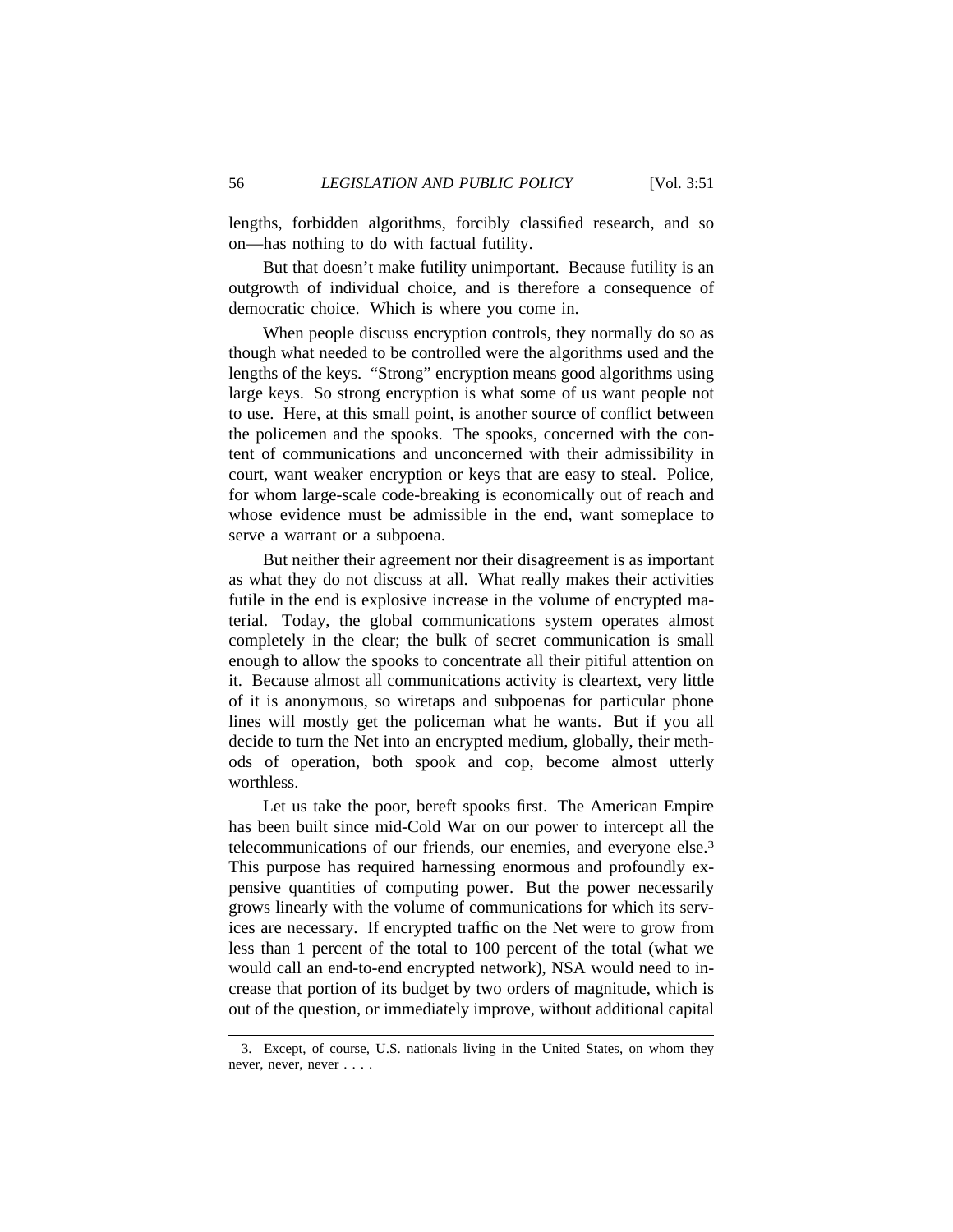lengths, forbidden algorithms, forcibly classified research, and so on—has nothing to do with factual futility.

But that doesn't make futility unimportant. Because futility is an outgrowth of individual choice, and is therefore a consequence of democratic choice. Which is where you come in.

When people discuss encryption controls, they normally do so as though what needed to be controlled were the algorithms used and the lengths of the keys. "Strong" encryption means good algorithms using large keys. So strong encryption is what some of us want people not to use. Here, at this small point, is another source of conflict between the policemen and the spooks. The spooks, concerned with the content of communications and unconcerned with their admissibility in court, want weaker encryption or keys that are easy to steal. Police, for whom large-scale code-breaking is economically out of reach and whose evidence must be admissible in the end, want someplace to serve a warrant or a subpoena.

But neither their agreement nor their disagreement is as important as what they do not discuss at all. What really makes their activities futile in the end is explosive increase in the volume of encrypted material. Today, the global communications system operates almost completely in the clear; the bulk of secret communication is small enough to allow the spooks to concentrate all their pitiful attention on it. Because almost all communications activity is cleartext, very little of it is anonymous, so wiretaps and subpoenas for particular phone lines will mostly get the policeman what he wants. But if you all decide to turn the Net into an encrypted medium, globally, their methods of operation, both spook and cop, become almost utterly worthless.

Let us take the poor, bereft spooks first. The American Empire has been built since mid-Cold War on our power to intercept all the telecommunications of our friends, our enemies, and everyone else.[3] This purpose has required harnessing enormous and profoundly expensive quantities of computing power. But the power necessarily grows linearly with the volume of communications for which its services are necessary. If encrypted traffic on the Net were to grow from less than 1 percent of the total to 100 percent of the total (what we would call an end-to-end encrypted network), NSA would need to increase that portion of its budget by two orders of magnitude, which is out of the question, or immediately improve, without additional capital

3. Except, of course, U.S. nationals living in the United States, on whom they never, never, never . . . .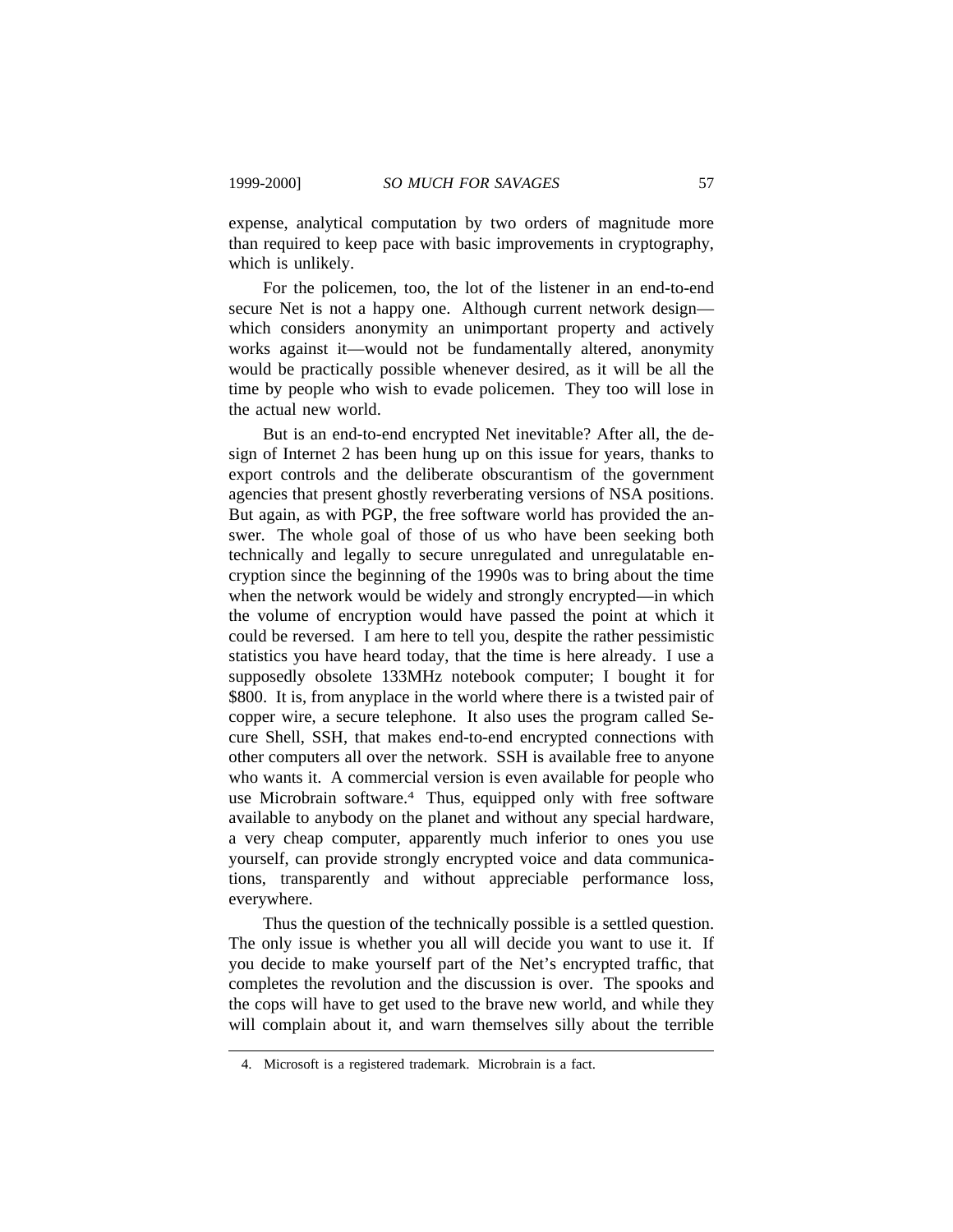expense, analytical computation by two orders of magnitude more than required to keep pace with basic improvements in cryptography, which is unlikely.

For the policemen, too, the lot of the listener in an end-to-end secure Net is not a happy one. Although current network design—which considers anonymity an unimportant property and actively works against it—would not be fundamentally altered, anonymity would be practically possible whenever desired, as it will be all the time by people who wish to evade policemen. They too will lose in the actual new world.

But is an end-to-end encrypted Net inevitable? After all, the design of Internet 2 has been hung up on this issue for years, thanks to export controls and the deliberate obscurantism of the government agencies that present ghostly reverberating versions of NSA positions. But again, as with PGP, the free software world has provided the answer. The whole goal of those of us who have been seeking both technically and legally to secure unregulated and unregulatable encryption since the beginning of the 1990s was to bring about the time when the network would be widely and strongly encrypted—in which the volume of encryption would have passed the point at which it could be reversed. I am here to tell you, despite the rather pessimistic statistics you have heard today, that the time is here already. I use a supposedly obsolete 133MHz notebook computer; I bought it for $800. It is, from anyplace in the world where there is a twisted pair of copper wire, a secure telephone. It also uses the program called Secure Shell, SSH, that makes end-to-end encrypted connections with other computers all over the network. SSH is available free to anyone who wants it. A commercial version is even available for people who use Microbrain software.[4] Thus, equipped only with free software available to anybody on the planet and without any special hardware, a very cheap computer, apparently much inferior to ones you use yourself, can provide strongly encrypted voice and data communications, transparently and without appreciable performance loss, everywhere.

Thus the question of the technically possible is a settled question. The only issue is whether you all will decide you want to use it. If you decide to make yourself part of the Net's encrypted traffic, that completes the revolution and the discussion is over. The spooks and the cops will have to get used to the brave new world, and while they will complain about it, and warn themselves silly about the terrible

---

4. Microsoft is a registered trademark. Microbrain is a fact.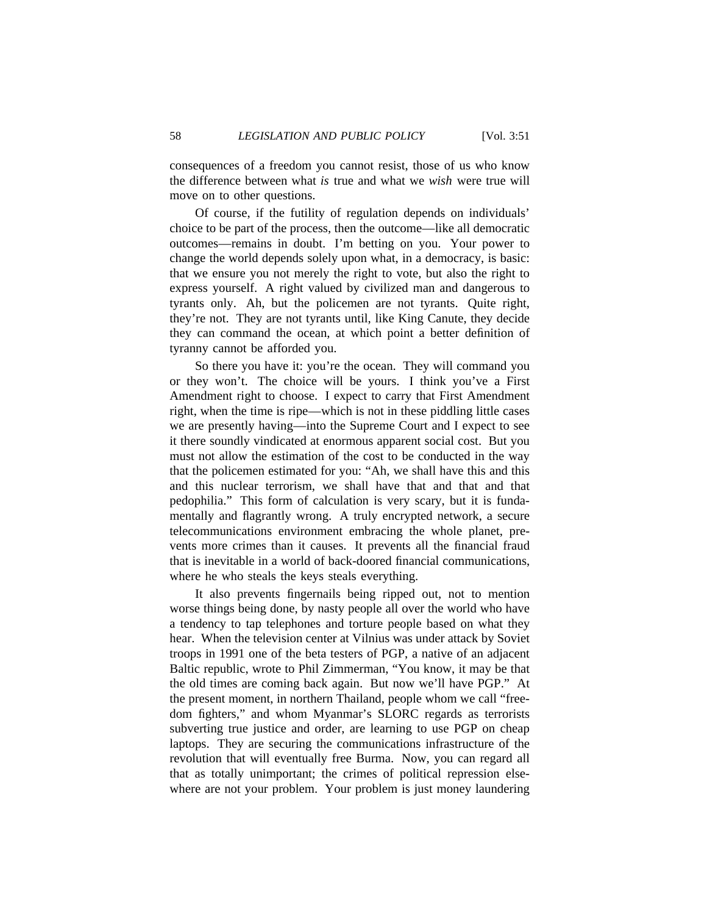consequences of a freedom you cannot resist, those of us who know the difference between what *is* true and what we *wish* were true will move on to other questions.

Of course, if the futility of regulation depends on individuals' choice to be part of the process, then the outcome—like all democratic outcomes—remains in doubt. I'm betting on you. Your power to change the world depends solely upon what, in a democracy, is basic: that we ensure you not merely the right to vote, but also the right to express yourself. A right valued by civilized man and dangerous to tyrants only. Ah, but the policemen are not tyrants. Quite right, they're not. They are not tyrants until, like King Canute, they decide they can command the ocean, at which point a better definition of tyranny cannot be afforded you.

So there you have it: you're the ocean. They will command you or they won't. The choice will be yours. I think you've a First Amendment right to choose. I expect to carry that First Amendment right, when the time is ripe—which is not in these piddling little cases we are presently having—into the Supreme Court and I expect to see it there soundly vindicated at enormous apparent social cost. But you must not allow the estimation of the cost to be conducted in the way that the policemen estimated for you: "Ah, we shall have this and this and this nuclear terrorism, we shall have that and that and that pedophilia." This form of calculation is very scary, but it is fundamentally and flagrantly wrong. A truly encrypted network, a secure telecommunications environment embracing the whole planet, prevents more crimes than it causes. It prevents all the financial fraud that is inevitable in a world of back-doored financial communications, where he who steals the keys steals everything.

It also prevents fingernails being ripped out, not to mention worse things being done, by nasty people all over the world who have a tendency to tap telephones and torture people based on what they hear. When the television center at Vilnius was under attack by Soviet troops in 1991 one of the beta testers of PGP, a native of an adjacent Baltic republic, wrote to Phil Zimmerman, "You know, it may be that the old times are coming back again. But now we'll have PGP." At the present moment, in northern Thailand, people whom we call "freedom fighters," and whom Myanmar's SLORC regards as terrorists subverting true justice and order, are learning to use PGP on cheap laptops. They are securing the communications infrastructure of the revolution that will eventually free Burma. Now, you can regard all that as totally unimportant; the crimes of political repression elsewhere are not your problem. Your problem is just money laundering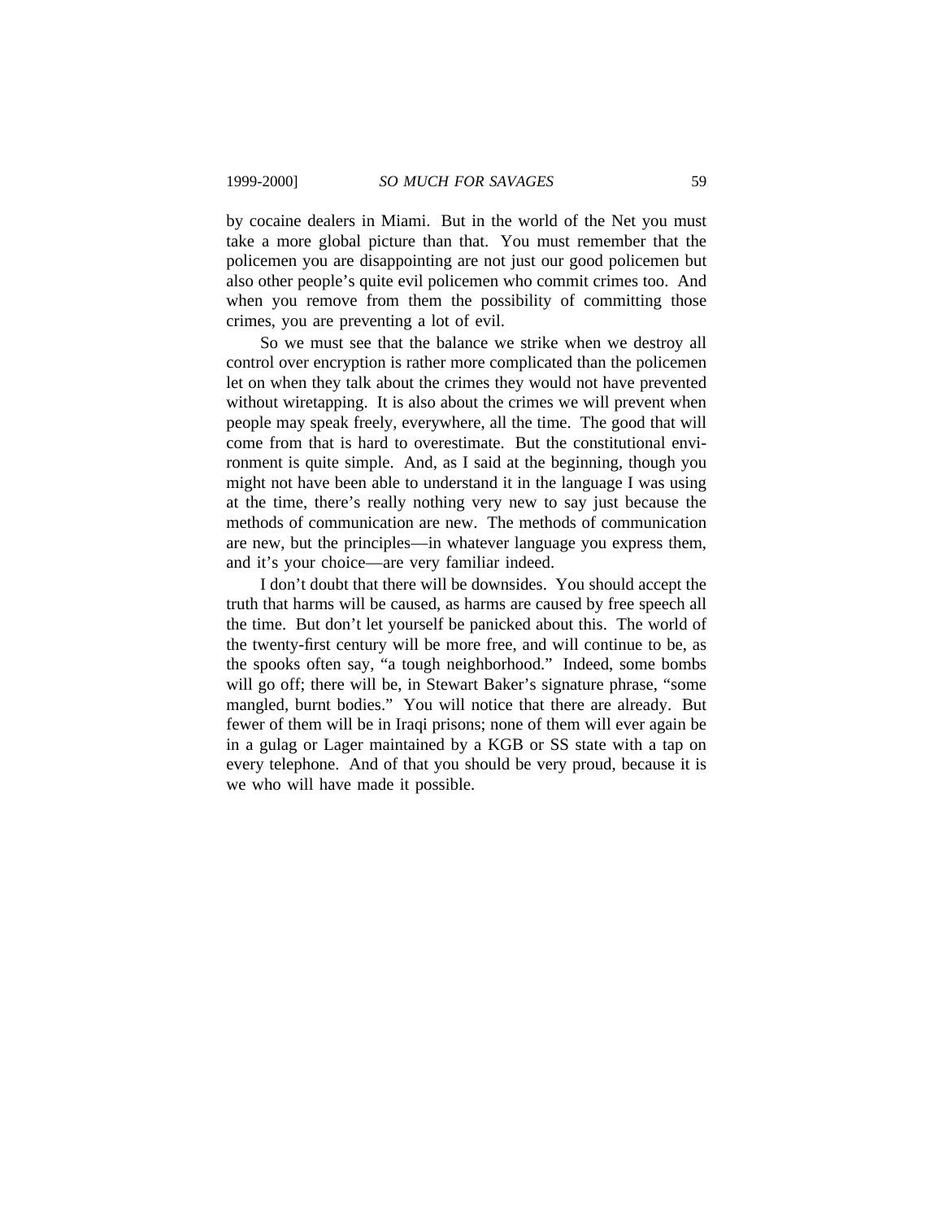by cocaine dealers in Miami. But in the world of the Net you must take a more global picture than that. You must remember that the policemen you are disappointing are not just our good policemen but also other people's quite evil policemen who commit crimes too. And when you remove from them the possibility of committing those crimes, you are preventing a lot of evil.

So we must see that the balance we strike when we destroy all control over encryption is rather more complicated than the policemen let on when they talk about the crimes they would not have prevented without wiretapping. It is also about the crimes we will prevent when people may speak freely, everywhere, all the time. The good that will come from that is hard to overestimate. But the constitutional environment is quite simple. And, as I said at the beginning, though you might not have been able to understand it in the language I was using at the time, there's really nothing very new to say just because the methods of communication are new. The methods of communication are new, but the principles—in whatever language you express them, and it's your choice—are very familiar indeed.

I don't doubt that there will be downsides. You should accept the truth that harms will be caused, as harms are caused by free speech all the time. But don't let yourself be panicked about this. The world of the twenty-first century will be more free, and will continue to be, as the spooks often say, "a tough neighborhood." Indeed, some bombs will go off; there will be, in Stewart Baker's signature phrase, "some mangled, burnt bodies." You will notice that there are already. But fewer of them will be in Iraqi prisons; none of them will ever again be in a gulag or Lager maintained by a KGB or SS state with a tap on every telephone. And of that you should be very proud, because it is we who will have made it possible.